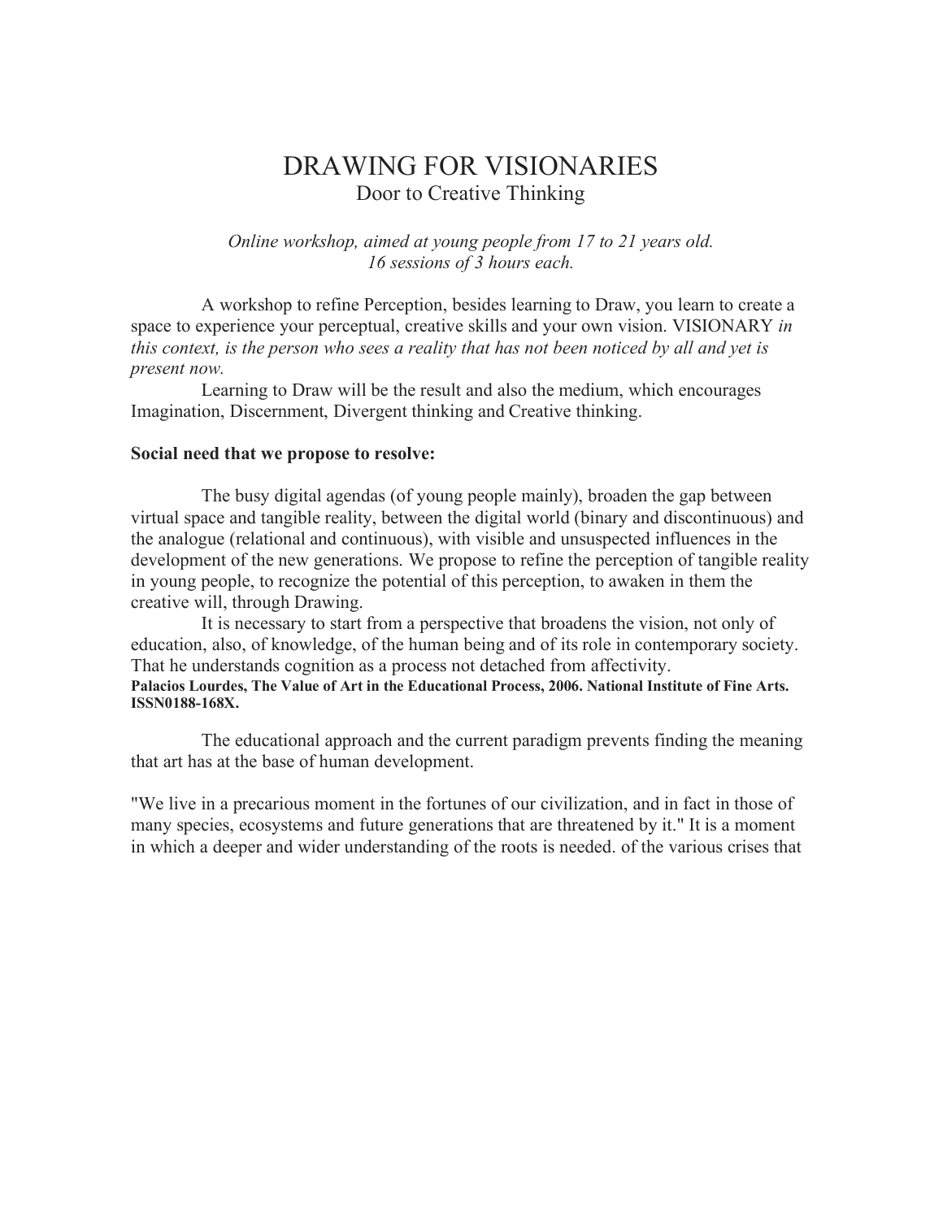# DRAWING FOR VISIONARIES

## Door to Creative Thinking

*Online workshop, aimed at young people from 17 to 21 years old.*
*16 sessions of 3 hours each.*

A workshop to refine Perception, besides learning to Draw, you learn to create a space to experience your perceptual, creative skills and your own vision. VISIONARY *in this context, is the person who sees a reality that has not been noticed by all and yet is present now.*

Learning to Draw will be the result and also the medium, which encourages Imagination, Discernment, Divergent thinking and Creative thinking.

**Social need that we propose to resolve:**

The busy digital agendas (of young people mainly), broaden the gap between virtual space and tangible reality, between the digital world (binary and discontinuous) and the analogue (relational and continuous), with visible and unsuspected influences in the development of the new generations. We propose to refine the perception of tangible reality in young people, to recognize the potential of this perception, to awaken in them the creative will, through Drawing.

It is necessary to start from a perspective that broadens the vision, not only of education, also, of knowledge, of the human being and of its role in contemporary society. That he understands cognition as a process not detached from affectivity.
**Palacios Lourdes, The Value of Art in the Educational Process, 2006. National Institute of Fine Arts. ISSN0188-168X.**

The educational approach and the current paradigm prevents finding the meaning that art has at the base of human development.

"We live in a precarious moment in the fortunes of our civilization, and in fact in those of many species, ecosystems and future generations that are threatened by it." It is a moment in which a deeper and wider understanding of the roots is needed. of the various crises that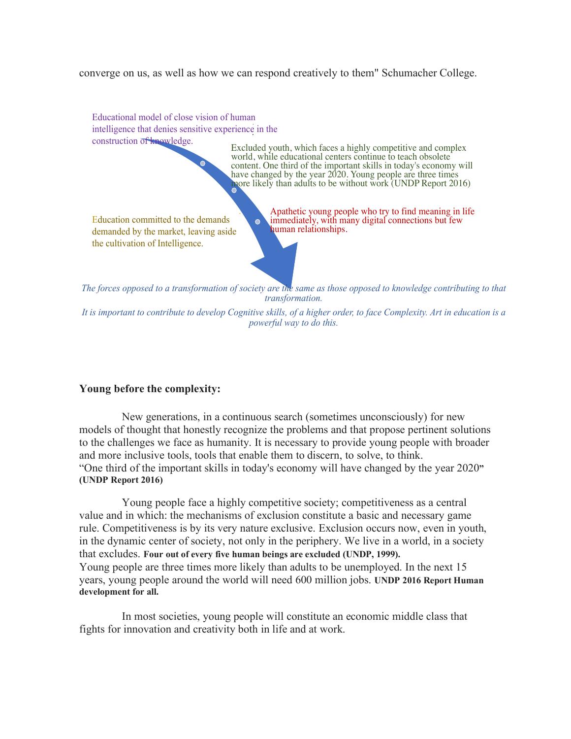converge on us, as well as how we can respond creatively to them" Schumacher College.

Educational model of close vision of human intelligence that denies sensitive experience in the construction of knowledge.

Excluded youth, which faces a highly competitive and complex world, while educational centers continue to teach obsolete content. One third of the important skills in today's economy will have changed by the year 2020. Young people are three times more likely than adults to be without work (UNDP Report 2016)

Education committed to the demands demanded by the market, leaving aside the cultivation of Intelligence.

Apathetic young people who try to find meaning in life immediately, with many digital connections but few human relationships.

*The forces opposed to a transformation of society are the same as those opposed to knowledge contributing to that transformation.*

*It is important to contribute to develop Cognitive skills, of a higher order, to face Complexity. Art in education is a powerful way to do this.*

**Young before the complexity:**

New generations, in a continuous search (sometimes unconsciously) for new models of thought that honestly recognize the problems and that propose pertinent solutions to the challenges we face as humanity. It is necessary to provide young people with broader and more inclusive tools, tools that enable them to discern, to solve, to think.
"One third of the important skills in today's economy will have changed by the year 2020" **(UNDP Report 2016)**

Young people face a highly competitive society; competitiveness as a central value and in which: the mechanisms of exclusion constitute a basic and necessary game rule. Competitiveness is by its very nature exclusive. Exclusion occurs now, even in youth, in the dynamic center of society, not only in the periphery. We live in a world, in a society that excludes. **Four out of every five human beings are excluded (UNDP, 1999).**
Young people are three times more likely than adults to be unemployed. In the next 15 years, young people around the world will need 600 million jobs. **UNDP 2016 Report Human development for all.**

In most societies, young people will constitute an economic middle class that fights for innovation and creativity both in life and at work.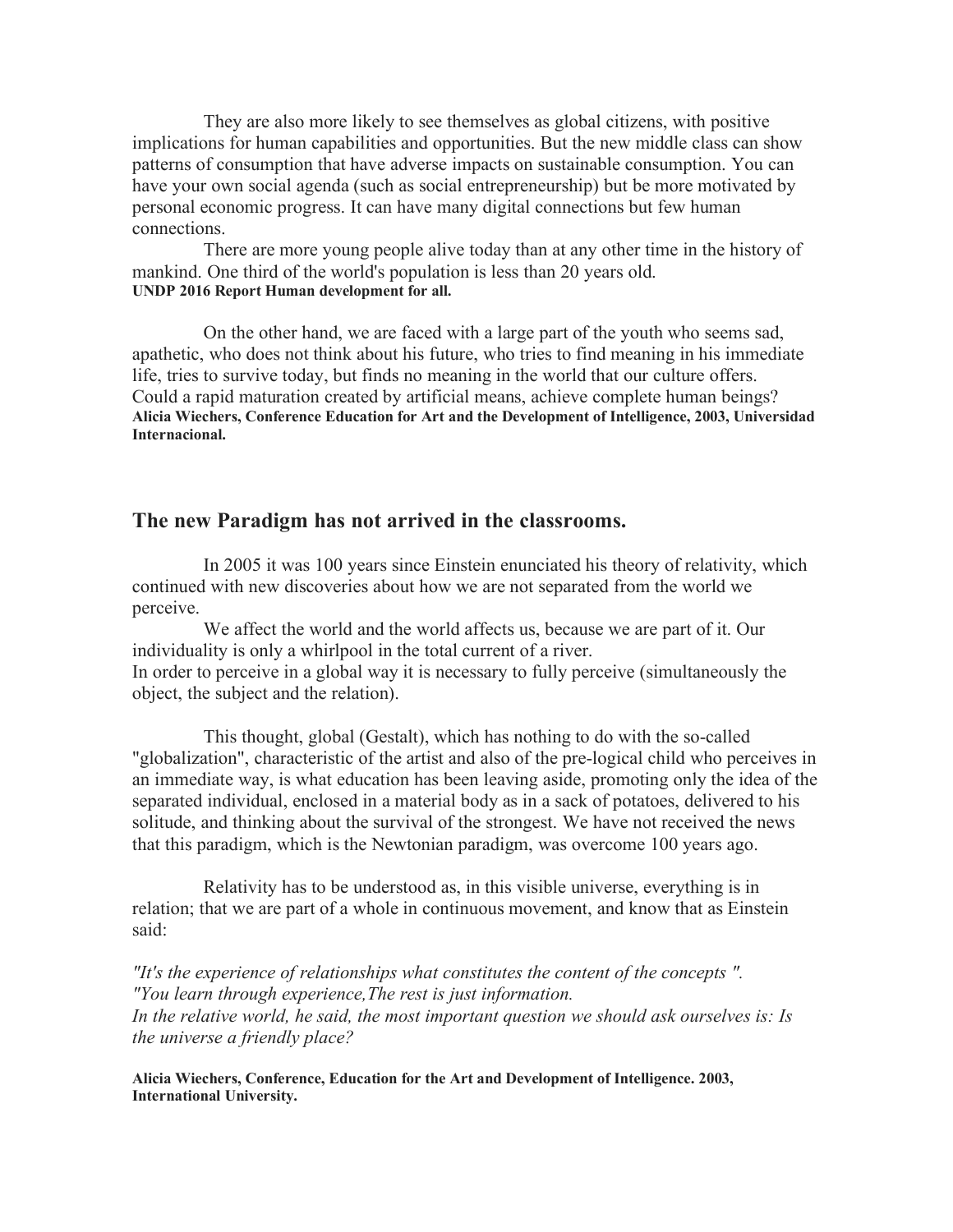They are also more likely to see themselves as global citizens, with positive implications for human capabilities and opportunities. But the new middle class can show patterns of consumption that have adverse impacts on sustainable consumption. You can have your own social agenda (such as social entrepreneurship) but be more motivated by personal economic progress. It can have many digital connections but few human connections.

There are more young people alive today than at any other time in the history of mankind. One third of the world's population is less than 20 years old.
**UNDP 2016 Report Human development for all.**

On the other hand, we are faced with a large part of the youth who seems sad, apathetic, who does not think about his future, who tries to find meaning in his immediate life, tries to survive today, but finds no meaning in the world that our culture offers. Could a rapid maturation created by artificial means, achieve complete human beings?
**Alicia Wiechers, Conference Education for Art and the Development of Intelligence, 2003, Universidad Internacional.**

## The new Paradigm has not arrived in the classrooms.

In 2005 it was 100 years since Einstein enunciated his theory of relativity, which continued with new discoveries about how we are not separated from the world we perceive.

We affect the world and the world affects us, because we are part of it. Our individuality is only a whirlpool in the total current of a river.
In order to perceive in a global way it is necessary to fully perceive (simultaneously the object, the subject and the relation).

This thought, global (Gestalt), which has nothing to do with the so-called "globalization", characteristic of the artist and also of the pre-logical child who perceives in an immediate way, is what education has been leaving aside, promoting only the idea of the separated individual, enclosed in a material body as in a sack of potatoes, delivered to his solitude, and thinking about the survival of the strongest. We have not received the news that this paradigm, which is the Newtonian paradigm, was overcome 100 years ago.

Relativity has to be understood as, in this visible universe, everything is in relation; that we are part of a whole in continuous movement, and know that as Einstein said:

*"It's the experience of relationships what constitutes the content of the concepts ".*
*"You learn through experience,The rest is just information.*
*In the relative world, he said, the most important question we should ask ourselves is: Is the universe a friendly place?*

**Alicia Wiechers, Conference, Education for the Art and Development of Intelligence. 2003, International University.**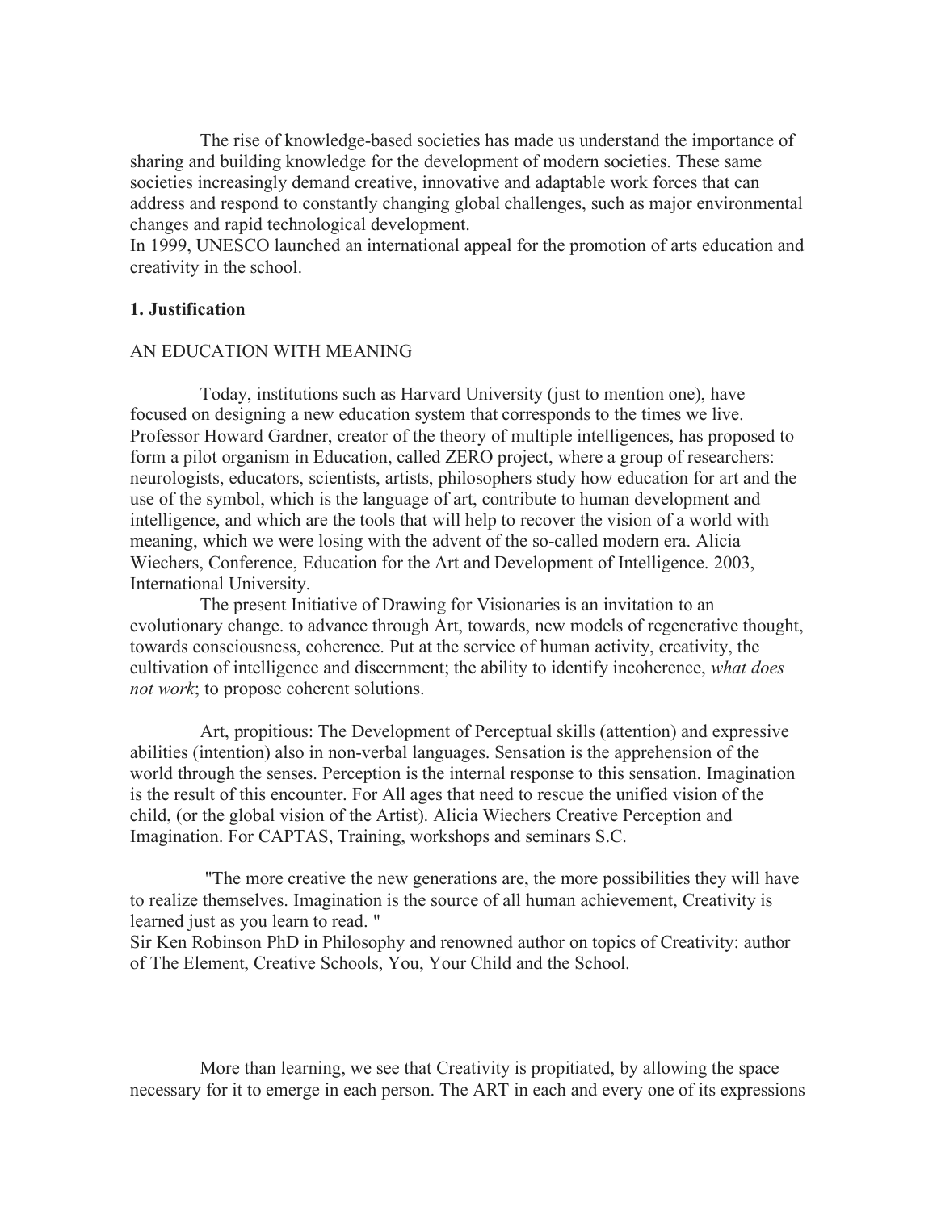The rise of knowledge-based societies has made us understand the importance of sharing and building knowledge for the development of modern societies. These same societies increasingly demand creative, innovative and adaptable work forces that can address and respond to constantly changing global challenges, such as major environmental changes and rapid technological development.
In 1999, UNESCO launched an international appeal for the promotion of arts education and creativity in the school.

## 1. Justification

AN EDUCATION WITH MEANING

Today, institutions such as Harvard University (just to mention one), have focused on designing a new education system that corresponds to the times we live. Professor Howard Gardner, creator of the theory of multiple intelligences, has proposed to form a pilot organism in Education, called ZERO project, where a group of researchers: neurologists, educators, scientists, artists, philosophers study how education for art and the use of the symbol, which is the language of art, contribute to human development and intelligence, and which are the tools that will help to recover the vision of a world with meaning, which we were losing with the advent of the so-called modern era. Alicia Wiechers, Conference, Education for the Art and Development of Intelligence. 2003, International University.

The present Initiative of Drawing for Visionaries is an invitation to an evolutionary change. to advance through Art, towards, new models of regenerative thought, towards consciousness, coherence. Put at the service of human activity, creativity, the cultivation of intelligence and discernment; the ability to identify incoherence, *what does not work*; to propose coherent solutions.

Art, propitious: The Development of Perceptual skills (attention) and expressive abilities (intention) also in non-verbal languages. Sensation is the apprehension of the world through the senses. Perception is the internal response to this sensation. Imagination is the result of this encounter. For All ages that need to rescue the unified vision of the child, (or the global vision of the Artist). Alicia Wiechers Creative Perception and Imagination. For CAPTAS, Training, workshops and seminars S.C.

"The more creative the new generations are, the more possibilities they will have to realize themselves. Imagination is the source of all human achievement, Creativity is learned just as you learn to read. "
Sir Ken Robinson PhD in Philosophy and renowned author on topics of Creativity: author of The Element, Creative Schools, You, Your Child and the School.

More than learning, we see that Creativity is propitiated, by allowing the space necessary for it to emerge in each person. The ART in each and every one of its expressions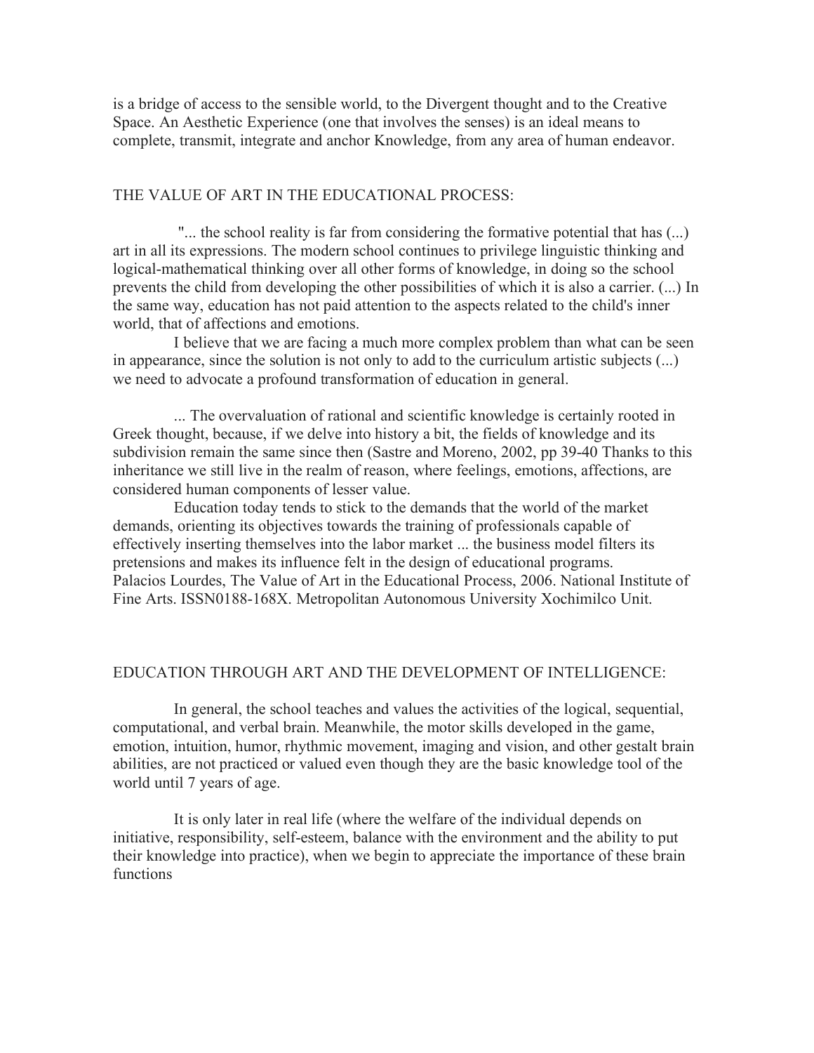is a bridge of access to the sensible world, to the Divergent thought and to the Creative Space. An Aesthetic Experience (one that involves the senses) is an ideal means to complete, transmit, integrate and anchor Knowledge, from any area of human endeavor.

## THE VALUE OF ART IN THE EDUCATIONAL PROCESS:

"... the school reality is far from considering the formative potential that has (...) art in all its expressions. The modern school continues to privilege linguistic thinking and logical-mathematical thinking over all other forms of knowledge, in doing so the school prevents the child from developing the other possibilities of which it is also a carrier. (...) In the same way, education has not paid attention to the aspects related to the child's inner world, that of affections and emotions.

I believe that we are facing a much more complex problem than what can be seen in appearance, since the solution is not only to add to the curriculum artistic subjects (...) we need to advocate a profound transformation of education in general.

... The overvaluation of rational and scientific knowledge is certainly rooted in Greek thought, because, if we delve into history a bit, the fields of knowledge and its subdivision remain the same since then (Sastre and Moreno, 2002, pp 39-40 Thanks to this inheritance we still live in the realm of reason, where feelings, emotions, affections, are considered human components of lesser value.

Education today tends to stick to the demands that the world of the market demands, orienting its objectives towards the training of professionals capable of effectively inserting themselves into the labor market ... the business model filters its pretensions and makes its influence felt in the design of educational programs.
Palacios Lourdes, The Value of Art in the Educational Process, 2006. National Institute of Fine Arts. ISSN0188-168X. Metropolitan Autonomous University Xochimilco Unit.

## EDUCATION THROUGH ART AND THE DEVELOPMENT OF INTELLIGENCE:

In general, the school teaches and values the activities of the logical, sequential, computational, and verbal brain. Meanwhile, the motor skills developed in the game, emotion, intuition, humor, rhythmic movement, imaging and vision, and other gestalt brain abilities, are not practiced or valued even though they are the basic knowledge tool of the world until 7 years of age.

It is only later in real life (where the welfare of the individual depends on initiative, responsibility, self-esteem, balance with the environment and the ability to put their knowledge into practice), when we begin to appreciate the importance of these brain functions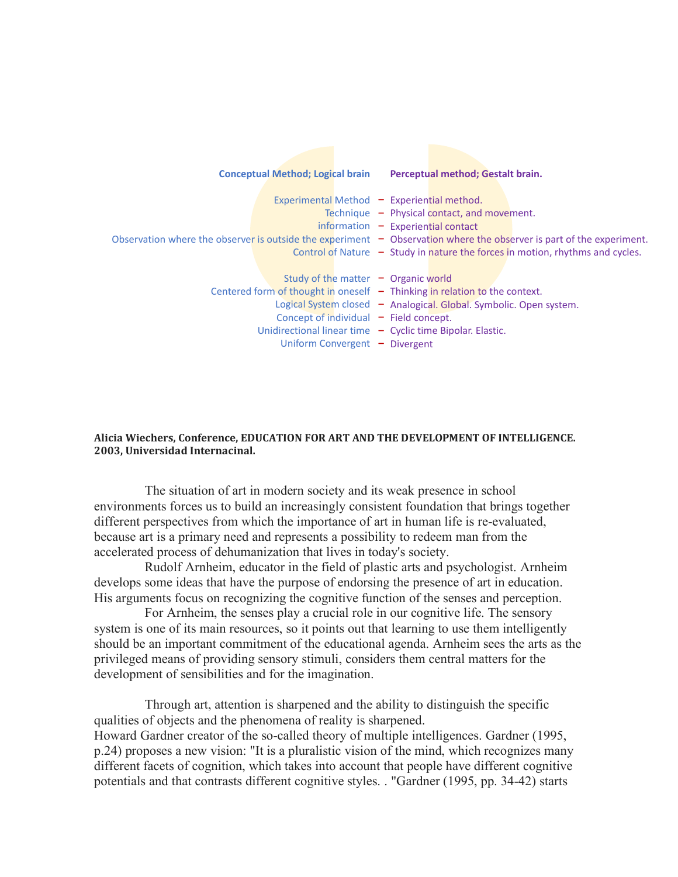| Conceptual Method; Logical brain | | Perceptual method; Gestalt brain. |
|---|---|---|
| Experimental Method | – | Experiential method. |
| Technique | – | Physical contact, and movement. |
| information | – | Experiential contact |
| Observation where the observer is outside the experiment | – | Observation where the observer is part of the experiment. |
| Control of Nature | – | Study in nature the forces in motion, rhythms and cycles. |
| Study of the matter | – | Organic world |
| Centered form of thought in oneself | – | Thinking in relation to the context. |
| Logical System closed | – | Analogical. Global. Symbolic. Open system. |
| Concept of individual | – | Field concept. |
| Unidirectional linear time | – | Cyclic time Bipolar. Elastic. |
| Uniform Convergent | – | Divergent |

**Alicia Wiechers, Conference, EDUCATION FOR ART AND THE DEVELOPMENT OF INTELLIGENCE. 2003, Universidad Internacinal.**

The situation of art in modern society and its weak presence in school environments forces us to build an increasingly consistent foundation that brings together different perspectives from which the importance of art in human life is re-evaluated, because art is a primary need and represents a possibility to redeem man from the accelerated process of dehumanization that lives in today's society.

Rudolf Arnheim, educator in the field of plastic arts and psychologist. Arnheim develops some ideas that have the purpose of endorsing the presence of art in education. His arguments focus on recognizing the cognitive function of the senses and perception.

For Arnheim, the senses play a crucial role in our cognitive life. The sensory system is one of its main resources, so it points out that learning to use them intelligently should be an important commitment of the educational agenda. Arnheim sees the arts as the privileged means of providing sensory stimuli, considers them central matters for the development of sensibilities and for the imagination.

Through art, attention is sharpened and the ability to distinguish the specific qualities of objects and the phenomena of reality is sharpened.
Howard Gardner creator of the so-called theory of multiple intelligences. Gardner (1995, p.24) proposes a new vision: "It is a pluralistic vision of the mind, which recognizes many different facets of cognition, which takes into account that people have different cognitive potentials and that contrasts different cognitive styles. . "Gardner (1995, pp. 34-42) starts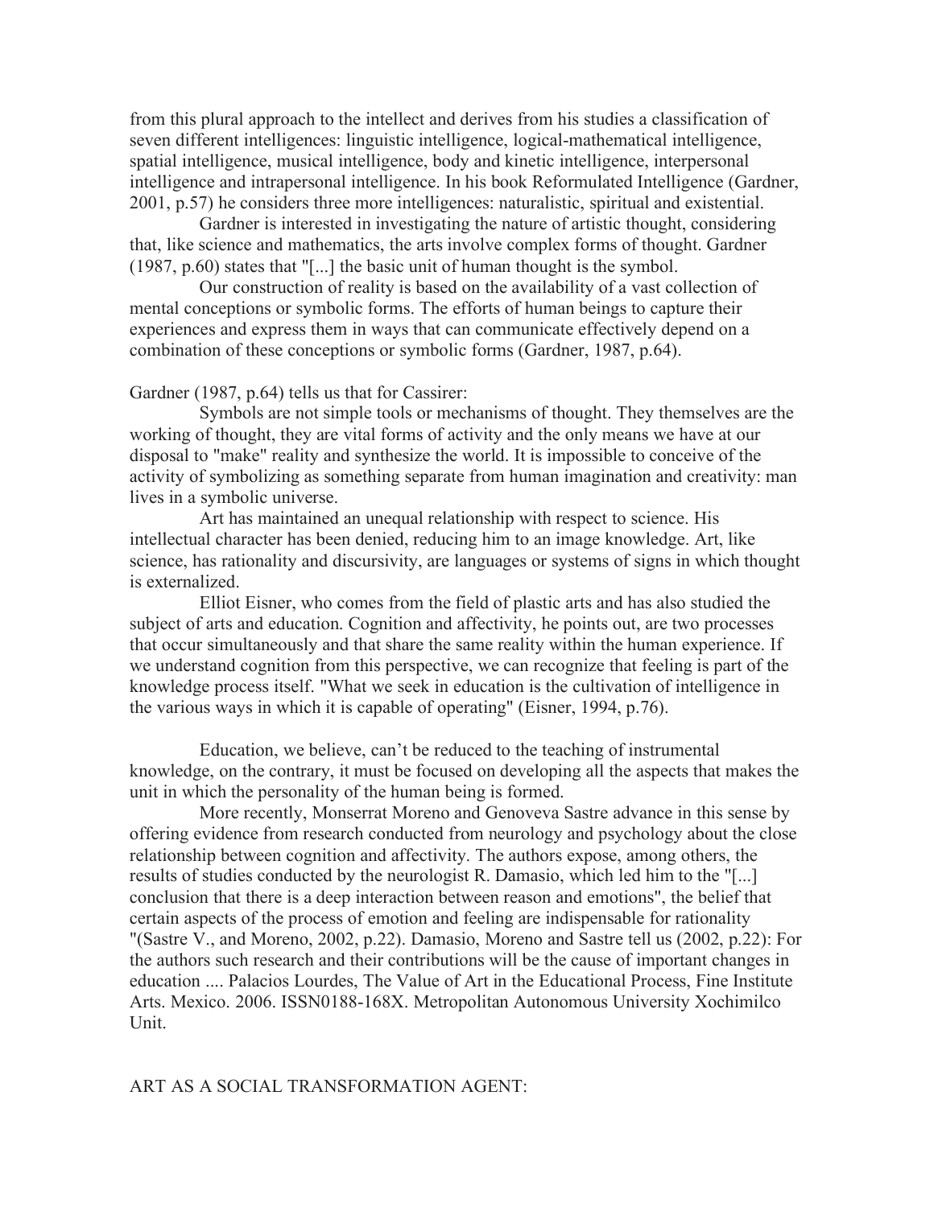from this plural approach to the intellect and derives from his studies a classification of seven different intelligences: linguistic intelligence, logical-mathematical intelligence, spatial intelligence, musical intelligence, body and kinetic intelligence, interpersonal intelligence and intrapersonal intelligence. In his book Reformulated Intelligence (Gardner, 2001, p.57) he considers three more intelligences: naturalistic, spiritual and existential.

Gardner is interested in investigating the nature of artistic thought, considering that, like science and mathematics, the arts involve complex forms of thought. Gardner (1987, p.60) states that "[...] the basic unit of human thought is the symbol.

Our construction of reality is based on the availability of a vast collection of mental conceptions or symbolic forms. The efforts of human beings to capture their experiences and express them in ways that can communicate effectively depend on a combination of these conceptions or symbolic forms (Gardner, 1987, p.64).

Gardner (1987, p.64) tells us that for Cassirer:

Symbols are not simple tools or mechanisms of thought. They themselves are the working of thought, they are vital forms of activity and the only means we have at our disposal to "make" reality and synthesize the world. It is impossible to conceive of the activity of symbolizing as something separate from human imagination and creativity: man lives in a symbolic universe.

Art has maintained an unequal relationship with respect to science. His intellectual character has been denied, reducing him to an image knowledge. Art, like science, has rationality and discursivity, are languages or systems of signs in which thought is externalized.

Elliot Eisner, who comes from the field of plastic arts and has also studied the subject of arts and education. Cognition and affectivity, he points out, are two processes that occur simultaneously and that share the same reality within the human experience. If we understand cognition from this perspective, we can recognize that feeling is part of the knowledge process itself. "What we seek in education is the cultivation of intelligence in the various ways in which it is capable of operating" (Eisner, 1994, p.76).

Education, we believe, can't be reduced to the teaching of instrumental knowledge, on the contrary, it must be focused on developing all the aspects that makes the unit in which the personality of the human being is formed.

More recently, Monserrat Moreno and Genoveva Sastre advance in this sense by offering evidence from research conducted from neurology and psychology about the close relationship between cognition and affectivity. The authors expose, among others, the results of studies conducted by the neurologist R. Damasio, which led him to the "[...] conclusion that there is a deep interaction between reason and emotions", the belief that certain aspects of the process of emotion and feeling are indispensable for rationality "(Sastre V., and Moreno, 2002, p.22). Damasio, Moreno and Sastre tell us (2002, p.22): For the authors such research and their contributions will be the cause of important changes in education .... Palacios Lourdes, The Value of Art in the Educational Process, Fine Institute Arts. Mexico. 2006. ISSN0188-168X. Metropolitan Autonomous University Xochimilco Unit.

ART AS A SOCIAL TRANSFORMATION AGENT: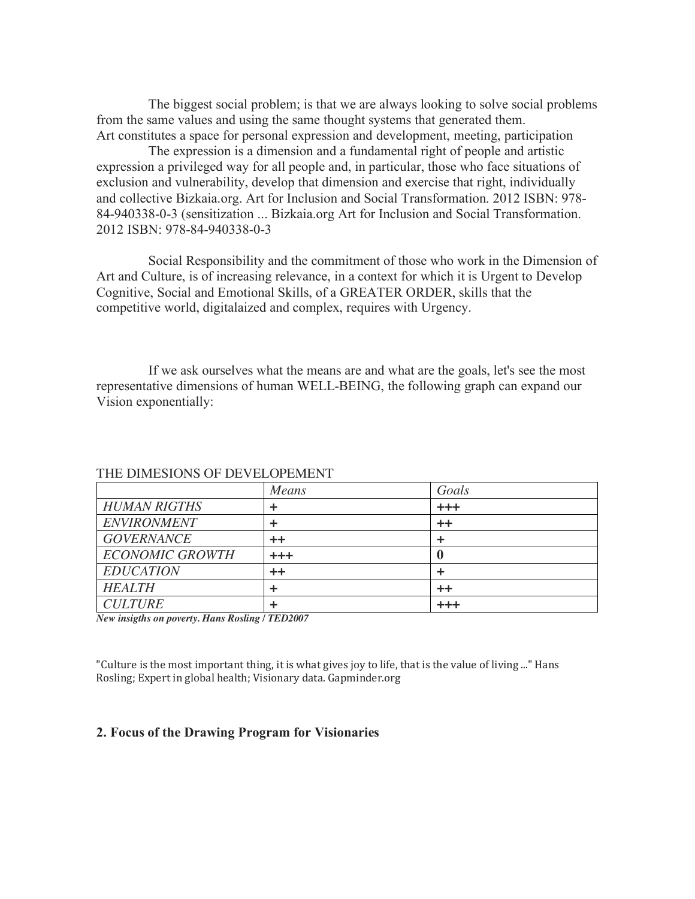The biggest social problem; is that we are always looking to solve social problems from the same values and using the same thought systems that generated them.
Art constitutes a space for personal expression and development, meeting, participation

The expression is a dimension and a fundamental right of people and artistic expression a privileged way for all people and, in particular, those who face situations of exclusion and vulnerability, develop that dimension and exercise that right, individually and collective Bizkaia.org. Art for Inclusion and Social Transformation. 2012 ISBN: 978-84-940338-0-3 (sensitization ... Bizkaia.org Art for Inclusion and Social Transformation. 2012 ISBN: 978-84-940338-0-3

Social Responsibility and the commitment of those who work in the Dimension of Art and Culture, is of increasing relevance, in a context for which it is Urgent to Develop Cognitive, Social and Emotional Skills, of a GREATER ORDER, skills that the competitive world, digitalaized and complex, requires with Urgency.

If we ask ourselves what the means are and what are the goals, let's see the most representative dimensions of human WELL-BEING, the following graph can expand our Vision exponentially:

THE DIMESIONS OF DEVELOPEMENT

| | *Means* | *Goals* |
|---|---|---|
| *HUMAN RIGTHS* | + | +++ |
| *ENVIRONMENT* | + | ++ |
| *GOVERNANCE* | ++ | + |
| *ECONOMIC GROWTH* | +++ | **0** |
| *EDUCATION* | ++ | + |
| *HEALTH* | + | ++ |
| *CULTURE* | + | +++ |

***New insigths on poverty. Hans Rosling / TED2007***

"Culture is the most important thing, it is what gives joy to life, that is the value of living ..." Hans Rosling; Expert in global health; Visionary data. Gapminder.org

## 2. Focus of the Drawing Program for Visionaries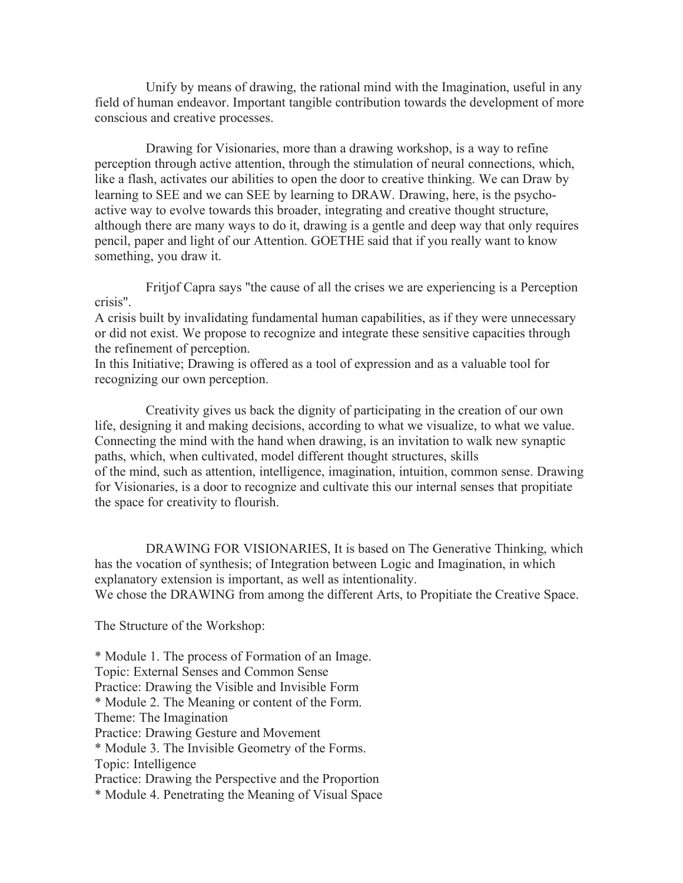Unify by means of drawing, the rational mind with the Imagination, useful in any field of human endeavor. Important tangible contribution towards the development of more conscious and creative processes.

Drawing for Visionaries, more than a drawing workshop, is a way to refine perception through active attention, through the stimulation of neural connections, which, like a flash, activates our abilities to open the door to creative thinking. We can Draw by learning to SEE and we can SEE by learning to DRAW. Drawing, here, is the psycho-active way to evolve towards this broader, integrating and creative thought structure, although there are many ways to do it, drawing is a gentle and deep way that only requires pencil, paper and light of our Attention. GOETHE said that if you really want to know something, you draw it.

Fritjof Capra says "the cause of all the crises we are experiencing is a Perception crisis".
A crisis built by invalidating fundamental human capabilities, as if they were unnecessary or did not exist. We propose to recognize and integrate these sensitive capacities through the refinement of perception.
In this Initiative; Drawing is offered as a tool of expression and as a valuable tool for recognizing our own perception.

Creativity gives us back the dignity of participating in the creation of our own life, designing it and making decisions, according to what we visualize, to what we value. Connecting the mind with the hand when drawing, is an invitation to walk new synaptic paths, which, when cultivated, model different thought structures, skills of the mind, such as attention, intelligence, imagination, intuition, common sense. Drawing for Visionaries, is a door to recognize and cultivate this our internal senses that propitiate the space for creativity to flourish.

DRAWING FOR VISIONARIES, It is based on The Generative Thinking, which has the vocation of synthesis; of Integration between Logic and Imagination, in which explanatory extension is important, as well as intentionality.
We chose the DRAWING from among the different Arts, to Propitiate the Creative Space.

The Structure of the Workshop:

* Module 1. The process of Formation of an Image.
Topic: External Senses and Common Sense
Practice: Drawing the Visible and Invisible Form
* Module 2. The Meaning or content of the Form.
Theme: The Imagination
Practice: Drawing Gesture and Movement
* Module 3. The Invisible Geometry of the Forms.
Topic: Intelligence
Practice: Drawing the Perspective and the Proportion
* Module 4. Penetrating the Meaning of Visual Space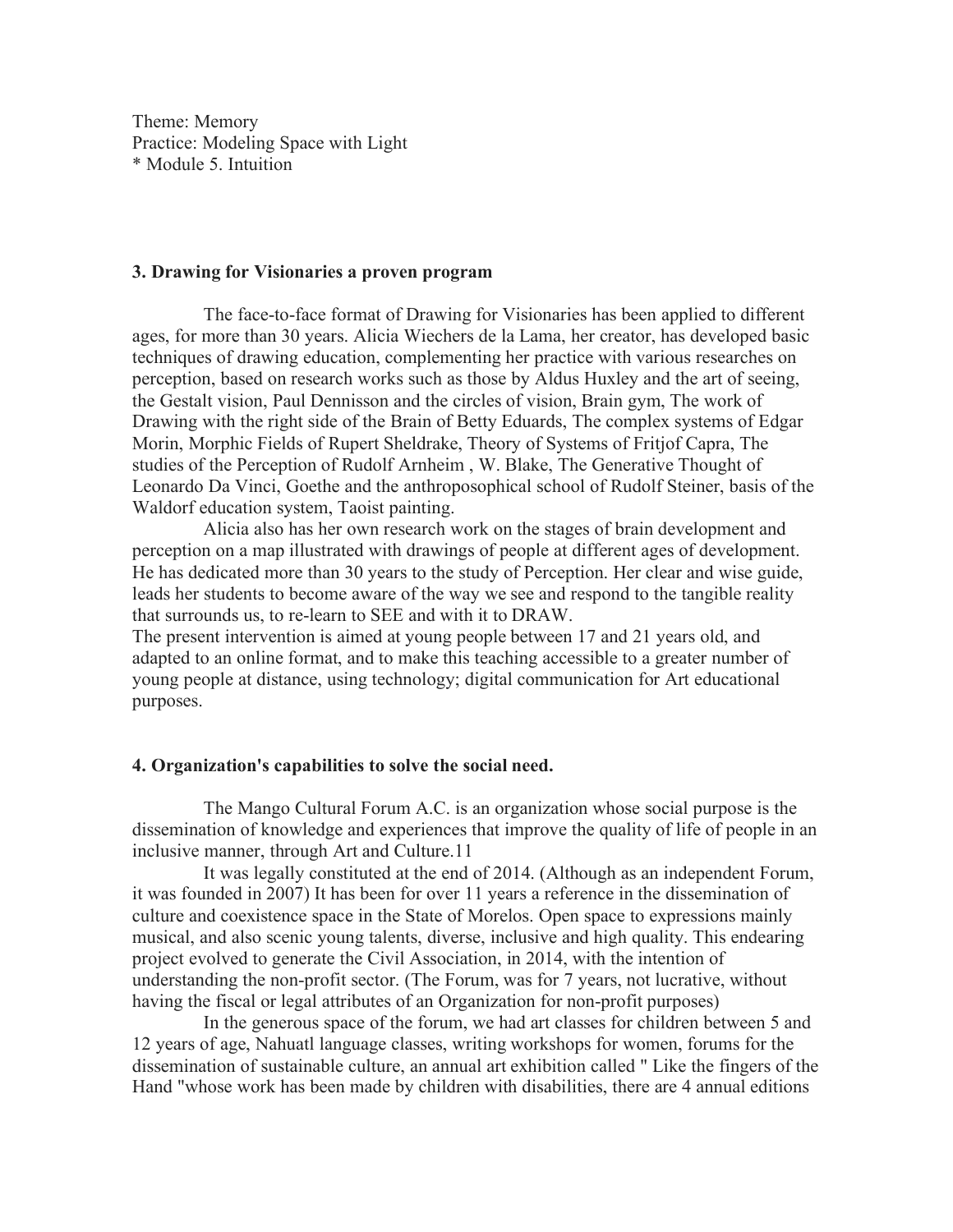Theme: Memory
Practice: Modeling Space with Light
* Module 5. Intuition

### 3. Drawing for Visionaries a proven program

The face-to-face format of Drawing for Visionaries has been applied to different ages, for more than 30 years. Alicia Wiechers de la Lama, her creator, has developed basic techniques of drawing education, complementing her practice with various researches on perception, based on research works such as those by Aldus Huxley and the art of seeing, the Gestalt vision, Paul Dennisson and the circles of vision, Brain gym, The work of Drawing with the right side of the Brain of Betty Eduards, The complex systems of Edgar Morin, Morphic Fields of Rupert Sheldrake, Theory of Systems of Fritjof Capra, The studies of the Perception of Rudolf Arnheim , W. Blake, The Generative Thought of Leonardo Da Vinci, Goethe and the anthroposophical school of Rudolf Steiner, basis of the Waldorf education system, Taoist painting.

Alicia also has her own research work on the stages of brain development and perception on a map illustrated with drawings of people at different ages of development. He has dedicated more than 30 years to the study of Perception. Her clear and wise guide, leads her students to become aware of the way we see and respond to the tangible reality that surrounds us, to re-learn to SEE and with it to DRAW.

The present intervention is aimed at young people between 17 and 21 years old, and adapted to an online format, and to make this teaching accessible to a greater number of young people at distance, using technology; digital communication for Art educational purposes.

### 4. Organization's capabilities to solve the social need.

The Mango Cultural Forum A.C. is an organization whose social purpose is the dissemination of knowledge and experiences that improve the quality of life of people in an inclusive manner, through Art and Culture.11

It was legally constituted at the end of 2014. (Although as an independent Forum, it was founded in 2007) It has been for over 11 years a reference in the dissemination of culture and coexistence space in the State of Morelos. Open space to expressions mainly musical, and also scenic young talents, diverse, inclusive and high quality. This endearing project evolved to generate the Civil Association, in 2014, with the intention of understanding the non-profit sector. (The Forum, was for 7 years, not lucrative, without having the fiscal or legal attributes of an Organization for non-profit purposes)

In the generous space of the forum, we had art classes for children between 5 and 12 years of age, Nahuatl language classes, writing workshops for women, forums for the dissemination of sustainable culture, an annual art exhibition called " Like the fingers of the Hand "whose work has been made by children with disabilities, there are 4 annual editions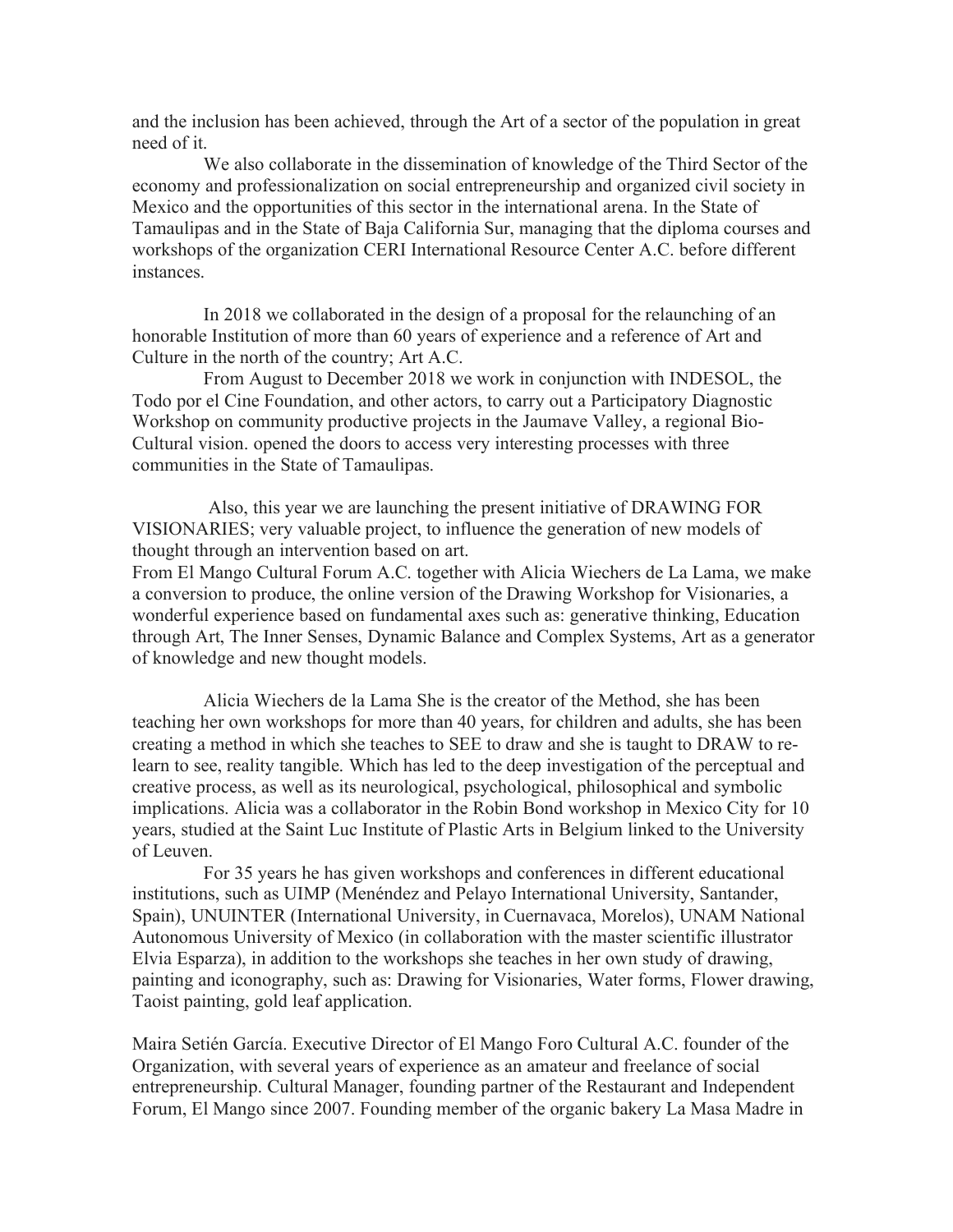and the inclusion has been achieved, through the Art of a sector of the population in great need of it.

We also collaborate in the dissemination of knowledge of the Third Sector of the economy and professionalization on social entrepreneurship and organized civil society in Mexico and the opportunities of this sector in the international arena. In the State of Tamaulipas and in the State of Baja California Sur, managing that the diploma courses and workshops of the organization CERI International Resource Center A.C. before different instances.

In 2018 we collaborated in the design of a proposal for the relaunching of an honorable Institution of more than 60 years of experience and a reference of Art and Culture in the north of the country; Art A.C.

From August to December 2018 we work in conjunction with INDESOL, the Todo por el Cine Foundation, and other actors, to carry out a Participatory Diagnostic Workshop on community productive projects in the Jaumave Valley, a regional Bio-Cultural vision. opened the doors to access very interesting processes with three communities in the State of Tamaulipas.

Also, this year we are launching the present initiative of DRAWING FOR VISIONARIES; very valuable project, to influence the generation of new models of thought through an intervention based on art.

From El Mango Cultural Forum A.C. together with Alicia Wiechers de La Lama, we make a conversion to produce, the online version of the Drawing Workshop for Visionaries, a wonderful experience based on fundamental axes such as: generative thinking, Education through Art, The Inner Senses, Dynamic Balance and Complex Systems, Art as a generator of knowledge and new thought models.

Alicia Wiechers de la Lama She is the creator of the Method, she has been teaching her own workshops for more than 40 years, for children and adults, she has been creating a method in which she teaches to SEE to draw and she is taught to DRAW to re-learn to see, reality tangible. Which has led to the deep investigation of the perceptual and creative process, as well as its neurological, psychological, philosophical and symbolic implications. Alicia was a collaborator in the Robin Bond workshop in Mexico City for 10 years, studied at the Saint Luc Institute of Plastic Arts in Belgium linked to the University of Leuven.

For 35 years he has given workshops and conferences in different educational institutions, such as UIMP (Menéndez and Pelayo International University, Santander, Spain), UNUINTER (International University, in Cuernavaca, Morelos), UNAM National Autonomous University of Mexico (in collaboration with the master scientific illustrator Elvia Esparza), in addition to the workshops she teaches in her own study of drawing, painting and iconography, such as: Drawing for Visionaries, Water forms, Flower drawing, Taoist painting, gold leaf application.

Maira Setién García. Executive Director of El Mango Foro Cultural A.C. founder of the Organization, with several years of experience as an amateur and freelance of social entrepreneurship. Cultural Manager, founding partner of the Restaurant and Independent Forum, El Mango since 2007. Founding member of the organic bakery La Masa Madre in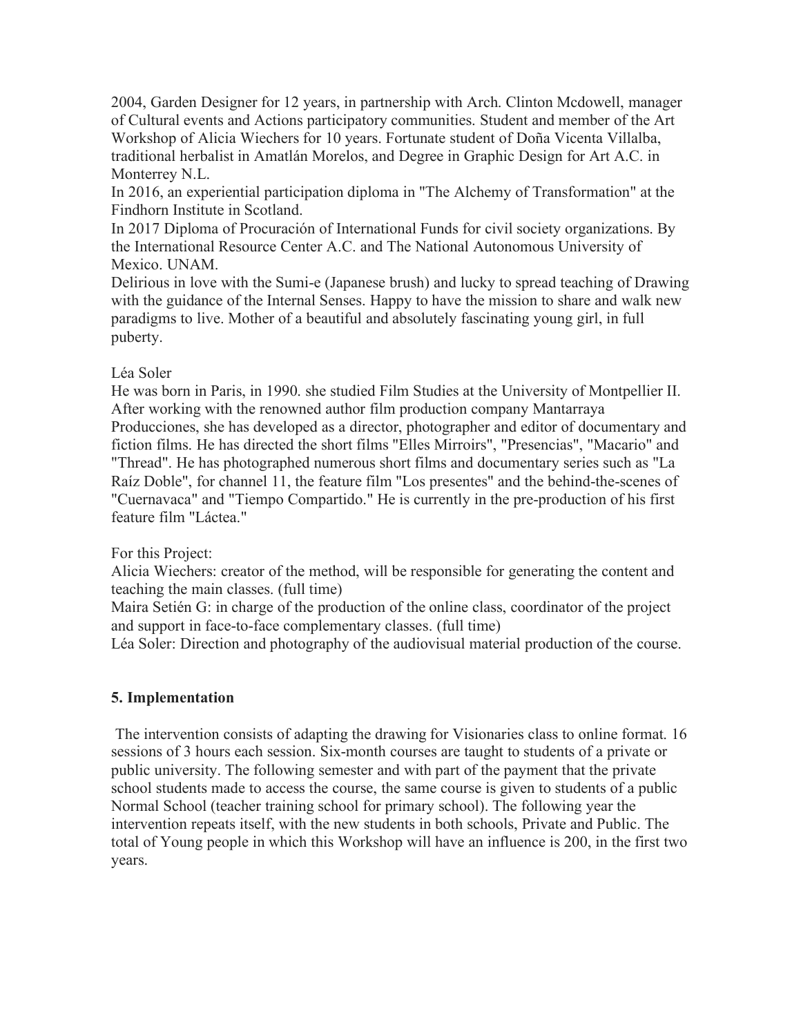2004, Garden Designer for 12 years, in partnership with Arch. Clinton Mcdowell, manager of Cultural events and Actions participatory communities. Student and member of the Art Workshop of Alicia Wiechers for 10 years. Fortunate student of Doña Vicenta Villalba, traditional herbalist in Amatlán Morelos, and Degree in Graphic Design for Art A.C. in Monterrey N.L.

In 2016, an experiential participation diploma in "The Alchemy of Transformation" at the Findhorn Institute in Scotland.

In 2017 Diploma of Procuración of International Funds for civil society organizations. By the International Resource Center A.C. and The National Autonomous University of Mexico. UNAM.

Delirious in love with the Sumi-e (Japanese brush) and lucky to spread teaching of Drawing with the guidance of the Internal Senses. Happy to have the mission to share and walk new paradigms to live. Mother of a beautiful and absolutely fascinating young girl, in full puberty.

Léa Soler

He was born in Paris, in 1990. she studied Film Studies at the University of Montpellier II. After working with the renowned author film production company Mantarraya Producciones, she has developed as a director, photographer and editor of documentary and fiction films. He has directed the short films "Elles Mirroirs", "Presencias", "Macario" and "Thread". He has photographed numerous short films and documentary series such as "La Raíz Doble", for channel 11, the feature film "Los presentes" and the behind-the-scenes of "Cuernavaca" and "Tiempo Compartido." He is currently in the pre-production of his first feature film "Láctea."

For this Project:

Alicia Wiechers: creator of the method, will be responsible for generating the content and teaching the main classes. (full time)

Maira Setién G: in charge of the production of the online class, coordinator of the project and support in face-to-face complementary classes. (full time)

Léa Soler: Direction and photography of the audiovisual material production of the course.

## 5. Implementation

The intervention consists of adapting the drawing for Visionaries class to online format. 16 sessions of 3 hours each session. Six-month courses are taught to students of a private or public university. The following semester and with part of the payment that the private school students made to access the course, the same course is given to students of a public Normal School (teacher training school for primary school). The following year the intervention repeats itself, with the new students in both schools, Private and Public. The total of Young people in which this Workshop will have an influence is 200, in the first two years.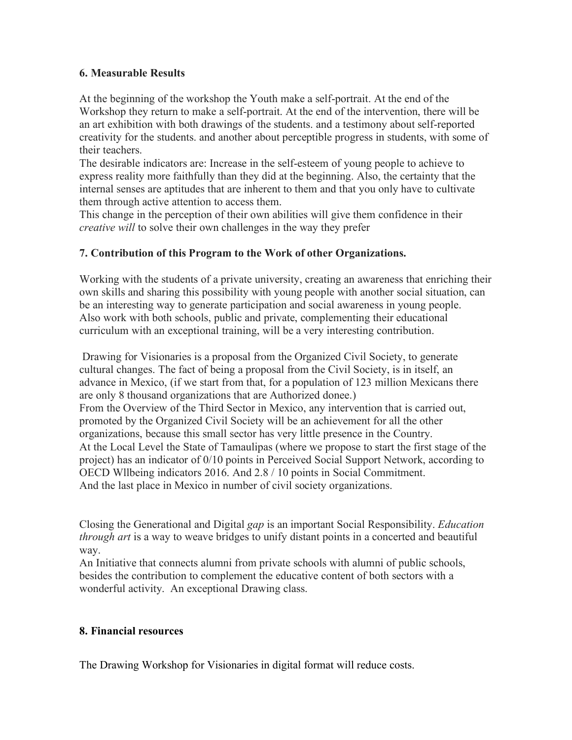## 6. Measurable Results

At the beginning of the workshop the Youth make a self-portrait. At the end of the Workshop they return to make a self-portrait. At the end of the intervention, there will be an art exhibition with both drawings of the students. and a testimony about self-reported creativity for the students. and another about perceptible progress in students, with some of their teachers.

The desirable indicators are: Increase in the self-esteem of young people to achieve to express reality more faithfully than they did at the beginning. Also, the certainty that the internal senses are aptitudes that are inherent to them and that you only have to cultivate them through active attention to access them.

This change in the perception of their own abilities will give them confidence in their *creative will* to solve their own challenges in the way they prefer

## 7. Contribution of this Program to the Work of other Organizations.

Working with the students of a private university, creating an awareness that enriching their own skills and sharing this possibility with young people with another social situation, can be an interesting way to generate participation and social awareness in young people.
Also work with both schools, public and private, complementing their educational curriculum with an exceptional training, will be a very interesting contribution.

Drawing for Visionaries is a proposal from the Organized Civil Society, to generate cultural changes. The fact of being a proposal from the Civil Society, is in itself, an advance in Mexico, (if we start from that, for a population of 123 million Mexicans there are only 8 thousand organizations that are Authorized donee.)
From the Overview of the Third Sector in Mexico, any intervention that is carried out, promoted by the Organized Civil Society will be an achievement for all the other organizations, because this small sector has very little presence in the Country.
At the Local Level the State of Tamaulipas (where we propose to start the first stage of the project) has an indicator of 0/10 points in Perceived Social Support Network, according to OECD Wllbeing indicators 2016. And 2.8 / 10 points in Social Commitment.
And the last place in Mexico in number of civil society organizations.

Closing the Generational and Digital *gap* is an important Social Responsibility. *Education through art* is a way to weave bridges to unify distant points in a concerted and beautiful way.
An Initiative that connects alumni from private schools with alumni of public schools, besides the contribution to complement the educative content of both sectors with a wonderful activity. An exceptional Drawing class.

## 8. Financial resources

The Drawing Workshop for Visionaries in digital format will reduce costs.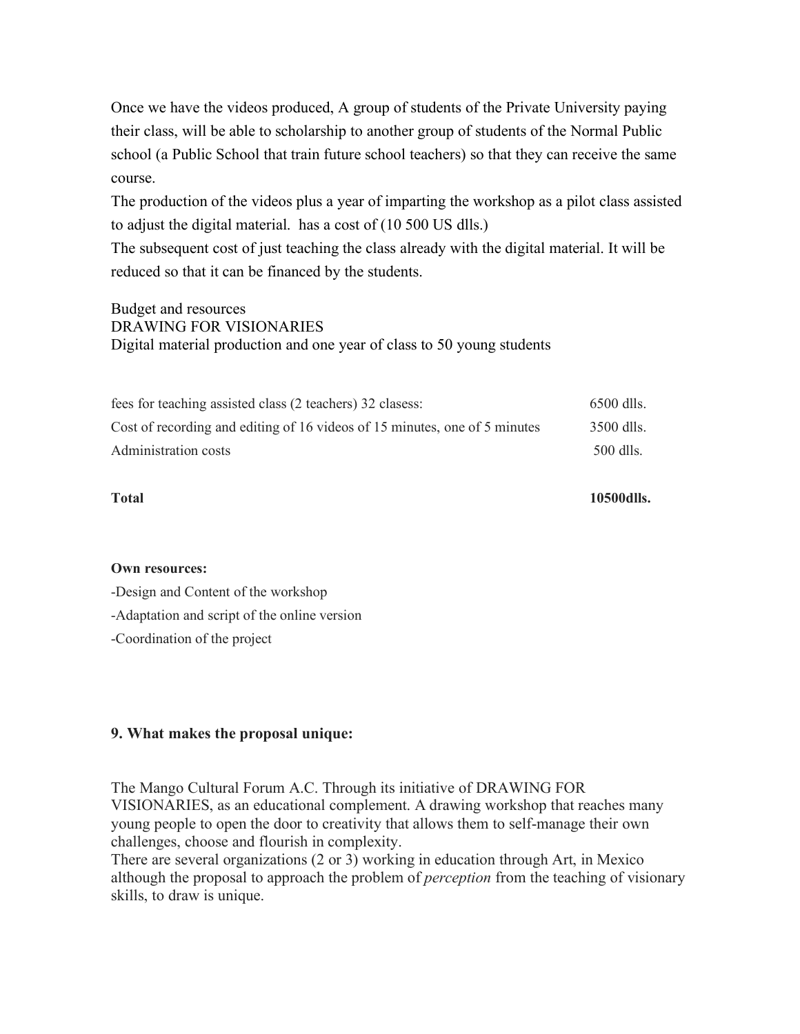Once we have the videos produced, A group of students of the Private University paying their class, will be able to scholarship to another group of students of the Normal Public school (a Public School that train future school teachers) so that they can receive the same course.

The production of the videos plus a year of imparting the workshop as a pilot class assisted to adjust the digital material. has a cost of (10 500 US dlls.)

The subsequent cost of just teaching the class already with the digital material. It will be reduced so that it can be financed by the students.

Budget and resources
DRAWING FOR VISIONARIES
Digital material production and one year of class to 50 young students

| | |
|---|---|
| fees for teaching assisted class (2 teachers) 32 clasess: | 6500 dlls. |
| Cost of recording and editing of 16 videos of 15 minutes, one of 5 minutes | 3500 dlls. |
| Administration costs | 500 dlls. |
| **Total** | **10500dlls.** |

**Own resources:**

-Design and Content of the workshop

-Adaptation and script of the online version

-Coordination of the project

**9. What makes the proposal unique:**

The Mango Cultural Forum A.C. Through its initiative of DRAWING FOR VISIONARIES, as an educational complement. A drawing workshop that reaches many young people to open the door to creativity that allows them to self-manage their own challenges, choose and flourish in complexity.

There are several organizations (2 or 3) working in education through Art, in Mexico although the proposal to approach the problem of *perception* from the teaching of visionary skills, to draw is unique.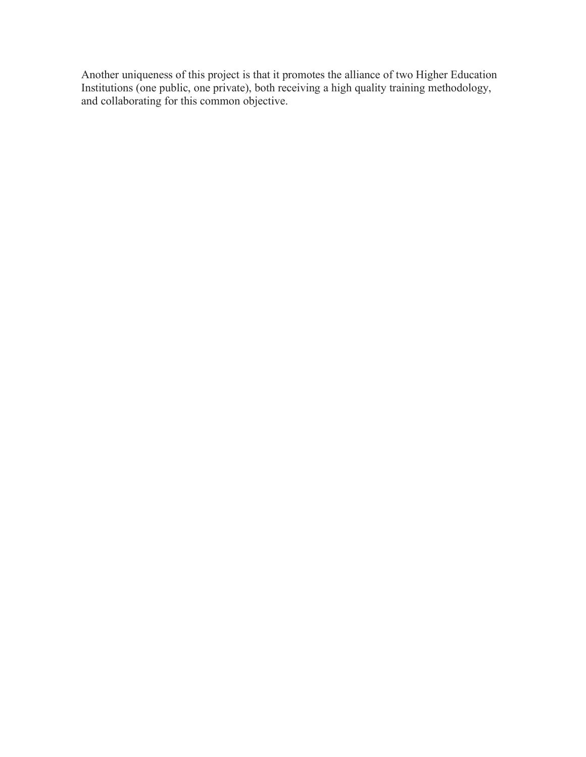Another uniqueness of this project is that it promotes the alliance of two Higher Education Institutions (one public, one private), both receiving a high quality training methodology, and collaborating for this common objective.